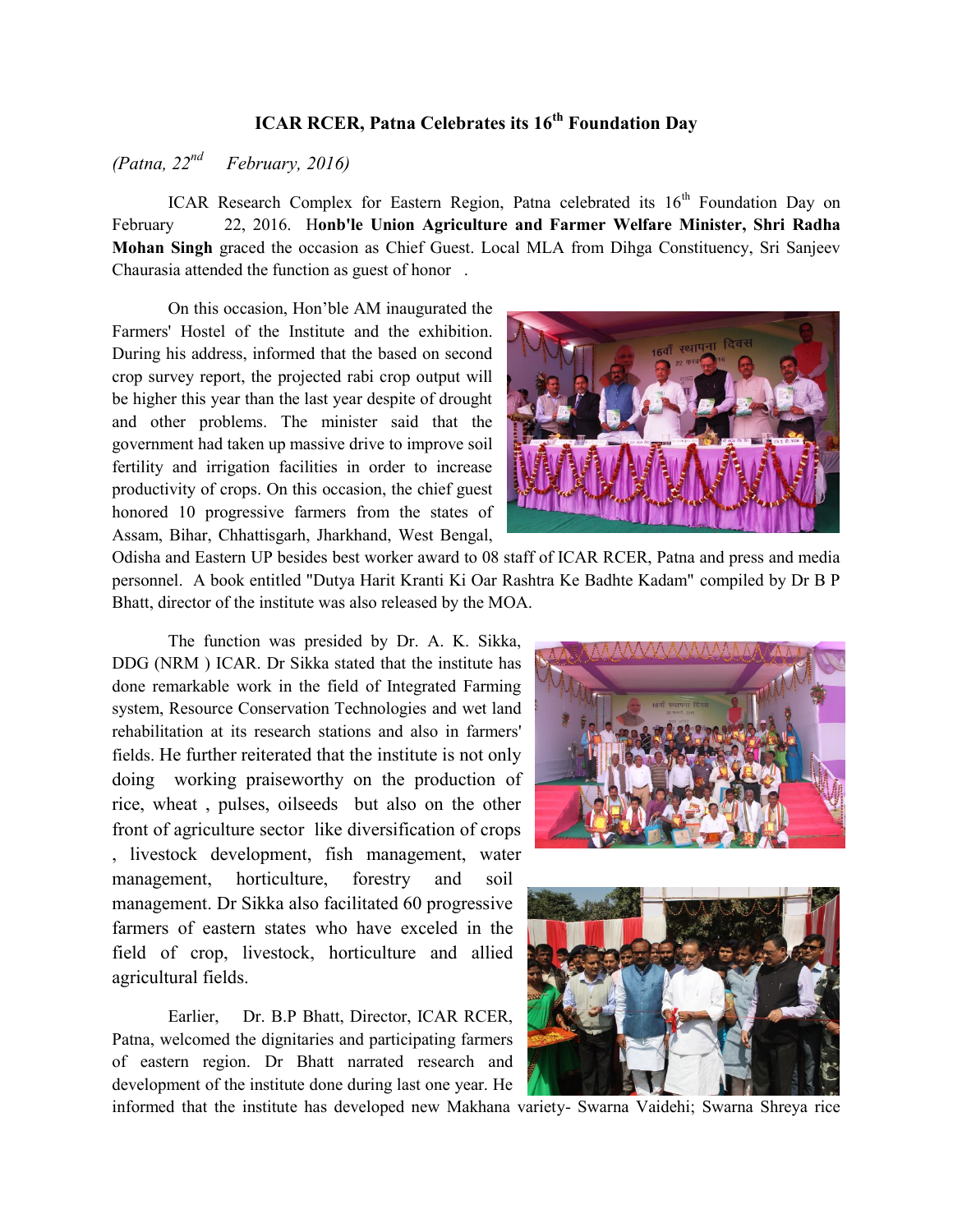# ICAR RCER, Patna Celebrates its 16th Foundation Day

*(Patna, 22nd February, 2016)*

ICAR Research Complex for Eastern Region, Patna celebrated its 16th Foundation Day on February 22, 2016. **Honb'le Union Agriculture and Farmer Welfare Minister, Shri Radha Mohan Singh** graced the occasion as Chief Guest. Local MLA from Dihga Constituency, Sri Sanjeev Chaurasia attended the function as guest of honor .

On this occasion, Hon'ble AM inaugurated the Farmers' Hostel of the Institute and the exhibition. During his address, informed that the based on second crop survey report, the projected rabi crop output will be higher this year than the last year despite of drought and other problems. The minister said that the government had taken up massive drive to improve soil fertility and irrigation facilities in order to increase productivity of crops. On this occasion, the chief guest honored 10 progressive farmers from the states of Assam, Bihar, Chhattisgarh, Jharkhand, West Bengal, Odisha and Eastern UP besides best worker award to 08 staff of ICAR RCER, Patna and press and media personnel. A book entitled "Dutya Harit Kranti Ki Oar Rashtra Ke Badhte Kadam" compiled by Dr B P Bhatt, director of the institute was also released by the MOA.

The function was presided by Dr. A. K. Sikka, DDG (NRM ) ICAR. Dr Sikka stated that the institute has done remarkable work in the field of Integrated Farming system, Resource Conservation Technologies and wet land rehabilitation at its research stations and also in farmers' fields. He further reiterated that the institute is not only doing working praiseworthy on the production of rice, wheat , pulses, oilseeds but also on the other front of agriculture sector like diversification of crops , livestock development, fish management, water management, horticulture, forestry and soil management. Dr Sikka also facilitated 60 progressive farmers of eastern states who have exceled in the field of crop, livestock, horticulture and allied agricultural fields.

Earlier, Dr. B.P Bhatt, Director, ICAR RCER, Patna, welcomed the dignitaries and participating farmers of eastern region. Dr Bhatt narrated research and development of the institute done during last one year. He informed that the institute has developed new Makhana variety- Swarna Vaidehi; Swarna Shreya rice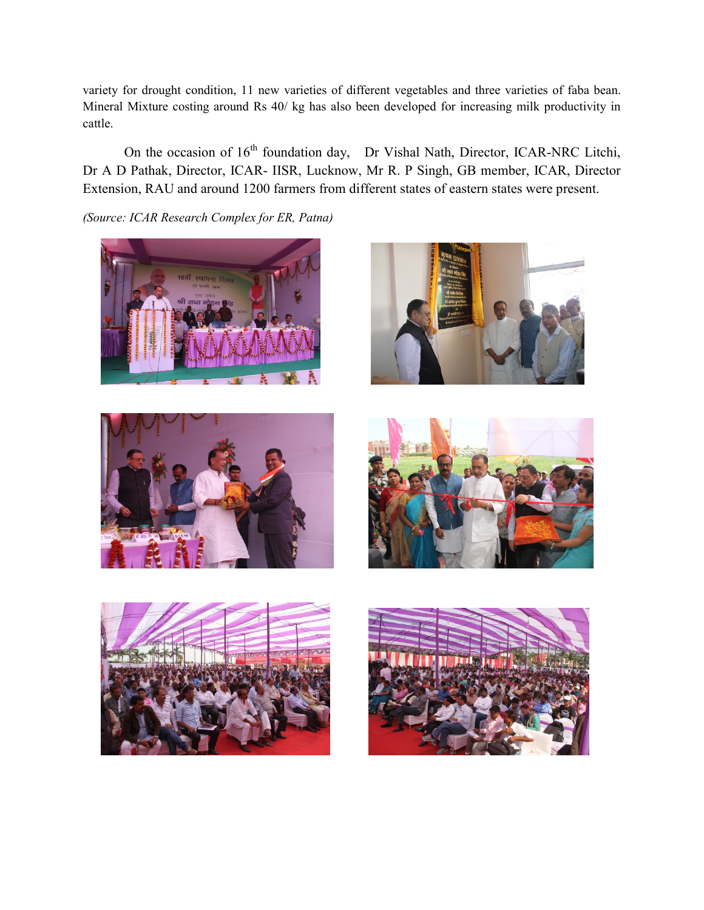variety for drought condition, 11 new varieties of different vegetables and three varieties of faba bean. Mineral Mixture costing around Rs 40/ kg has also been developed for increasing milk productivity in cattle.

On the occasion of 16th foundation day, Dr Vishal Nath, Director, ICAR-NRC Litchi, Dr A D Pathak, Director, ICAR- IISR, Lucknow, Mr R. P Singh, GB member, ICAR, Director Extension, RAU and around 1200 farmers from different states of eastern states were present.

*(Source: ICAR Research Complex for ER, Patna)*